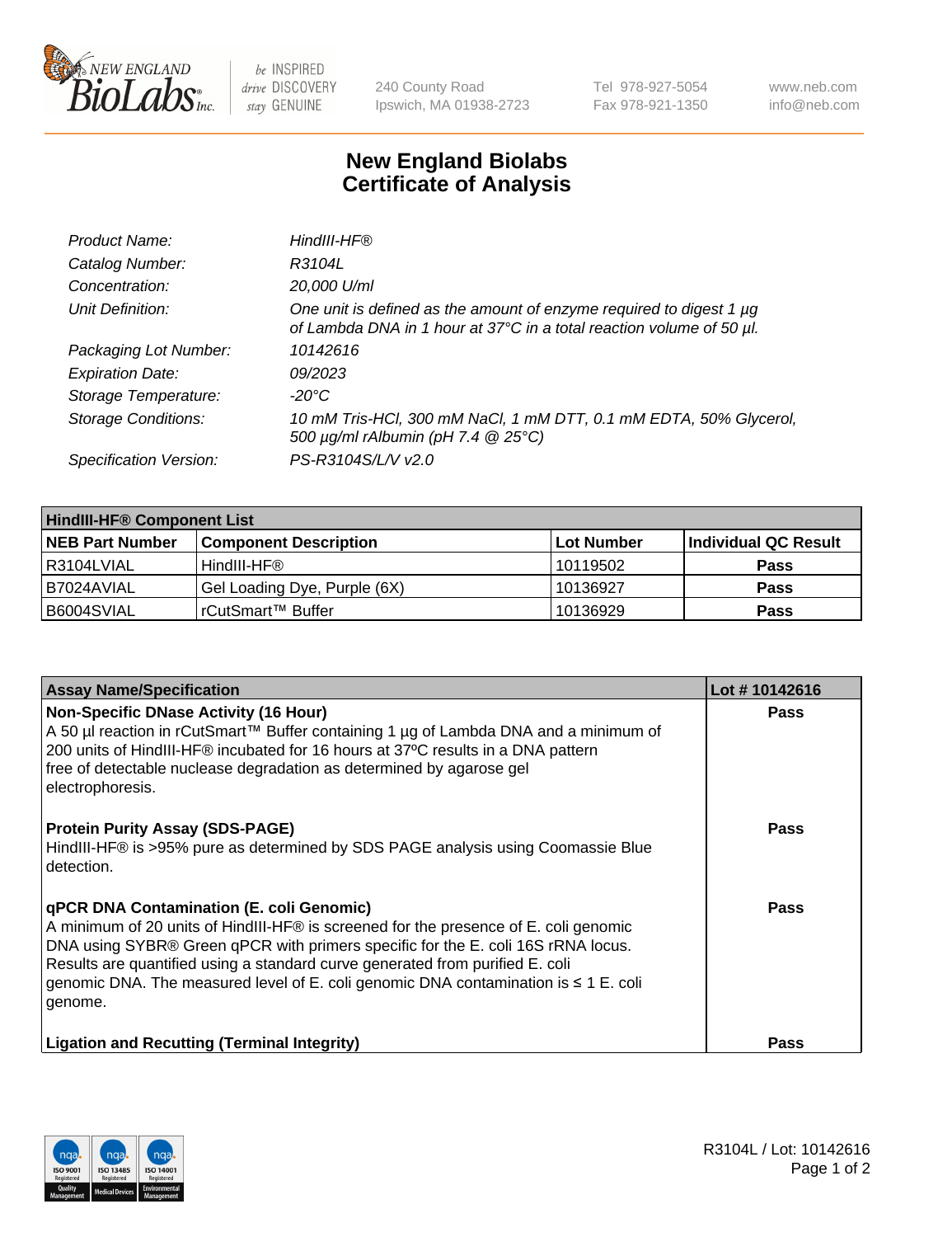240 County Road
Ipswich, MA 01938-2723

Tel 978-927-5054
Fax 978-921-1350

www.neb.com
info@neb.com

# New England Biolabs
# Certificate of Analysis

| | |
|---|---|
| *Product Name:* | *HindIII-HF®* |
| *Catalog Number:* | *R3104L* |
| *Concentration:* | *20,000 U/ml* |
| *Unit Definition:* | *One unit is defined as the amount of enzyme required to digest 1 µg of Lambda DNA in 1 hour at 37°C in a total reaction volume of 50 µl.* |
| *Packaging Lot Number:* | *10142616* |
| *Expiration Date:* | *09/2023* |
| *Storage Temperature:* | *-20°C* |
| *Storage Conditions:* | *10 mM Tris-HCl, 300 mM NaCl, 1 mM DTT, 0.1 mM EDTA, 50% Glycerol, 500 µg/ml rAlbumin (pH 7.4 @ 25°C)* |
| *Specification Version:* | *PS-R3104S/L/V v2.0* |

| **HindIII-HF® Component List** | | | |
|---|---|---|---|
| **NEB Part Number** | **Component Description** | **Lot Number** | **Individual QC Result** |
| R3104LVIAL | HindIII-HF® | 10119502 | **Pass** |
| B7024AVIAL | Gel Loading Dye, Purple (6X) | 10136927 | **Pass** |
| B6004SVIAL | rCutSmart™ Buffer | 10136929 | **Pass** |

| **Assay Name/Specification** | **Lot # 10142616** |
|---|---|
| **Non-Specific DNase Activity (16 Hour)** A 50 µl reaction in rCutSmart™ Buffer containing 1 µg of Lambda DNA and a minimum of 200 units of HindIII-HF® incubated for 16 hours at 37ºC results in a DNA pattern free of detectable nuclease degradation as determined by agarose gel electrophoresis. | **Pass** |
| **Protein Purity Assay (SDS-PAGE)** HindIII-HF® is >95% pure as determined by SDS PAGE analysis using Coomassie Blue detection. | **Pass** |
| **qPCR DNA Contamination (E. coli Genomic)** A minimum of 20 units of HindIII-HF® is screened for the presence of E. coli genomic DNA using SYBR® Green qPCR with primers specific for the E. coli 16S rRNA locus. Results are quantified using a standard curve generated from purified E. coli genomic DNA. The measured level of E. coli genomic DNA contamination is ≤ 1 E. coli genome. | **Pass** |
| **Ligation and Recutting (Terminal Integrity)** | **Pass** |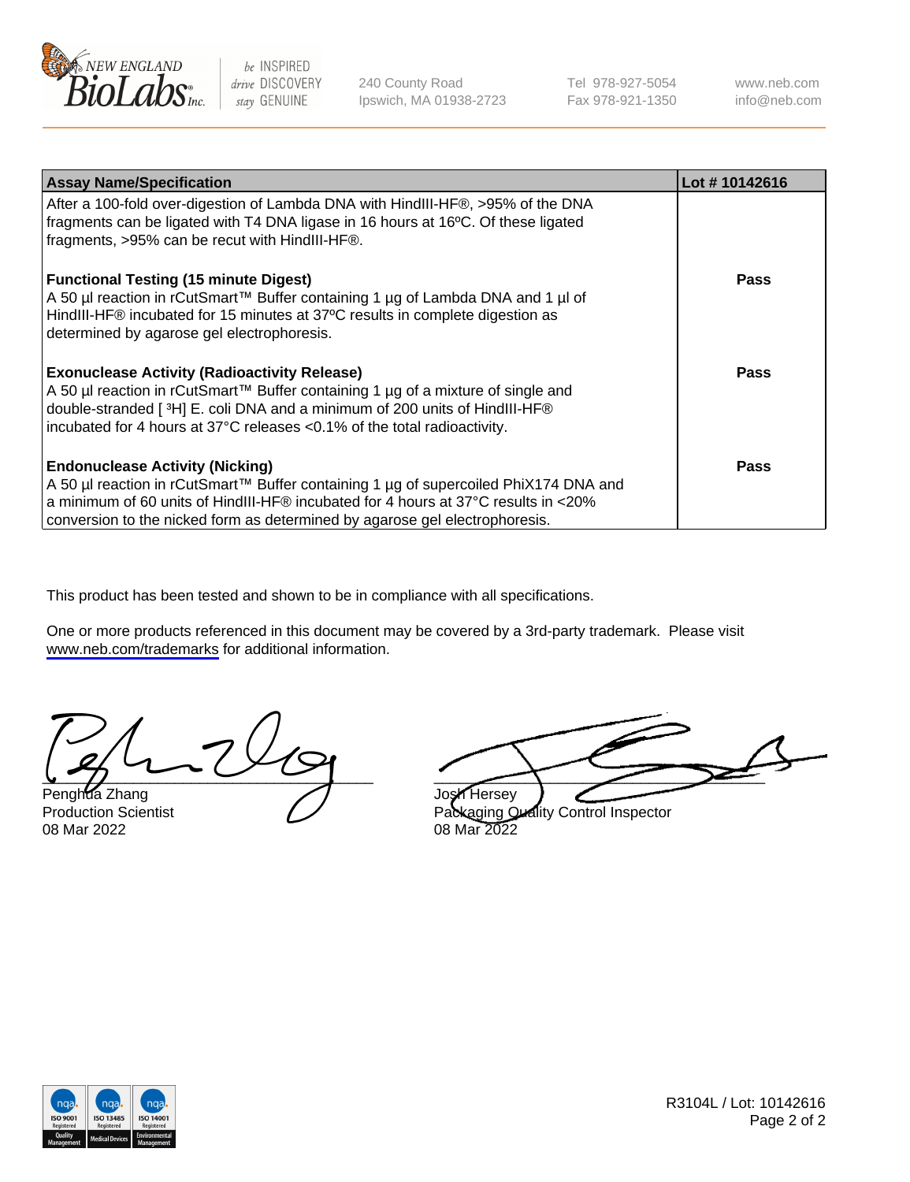New England BioLabs Inc. — be INSPIRED drive DISCOVERY stay GENUINE

240 County Road
Ipswich, MA 01938-2723

Tel 978-927-5054
Fax 978-921-1350

www.neb.com
info@neb.com

| Assay Name/Specification | Lot # 10142616 |
|---|---|
| After a 100-fold over-digestion of Lambda DNA with HindIII-HF®, >95% of the DNA fragments can be ligated with T4 DNA ligase in 16 hours at 16ºC. Of these ligated fragments, >95% can be recut with HindIII-HF®. | |
| **Functional Testing (15 minute Digest)**<br>A 50 µl reaction in rCutSmart™ Buffer containing 1 µg of Lambda DNA and 1 µl of HindIII-HF® incubated for 15 minutes at 37ºC results in complete digestion as determined by agarose gel electrophoresis. | **Pass** |
| **Exonuclease Activity (Radioactivity Release)**<br>A 50 µl reaction in rCutSmart™ Buffer containing 1 µg of a mixture of single and double-stranded [ $^3$H] E. coli DNA and a minimum of 200 units of HindIII-HF® incubated for 4 hours at 37°C releases <0.1% of the total radioactivity. | **Pass** |
| **Endonuclease Activity (Nicking)**<br>A 50 µl reaction in rCutSmart™ Buffer containing 1 µg of supercoiled PhiX174 DNA and a minimum of 60 units of HindIII-HF® incubated for 4 hours at 37°C results in <20% conversion to the nicked form as determined by agarose gel electrophoresis. | **Pass** |

This product has been tested and shown to be in compliance with all specifications.

One or more products referenced in this document may be covered by a 3rd-party trademark. Please visit www.neb.com/trademarks for additional information.

Penghua Zhang
Production Scientist
08 Mar 2022

Josh Hersey
Packaging Quality Control Inspector
08 Mar 2022

ISO 9001 Registered Quality Management | ISO 13485 Registered Medical Devices | ISO 14001 Registered Environmental Management

R3104L / Lot: 10142616